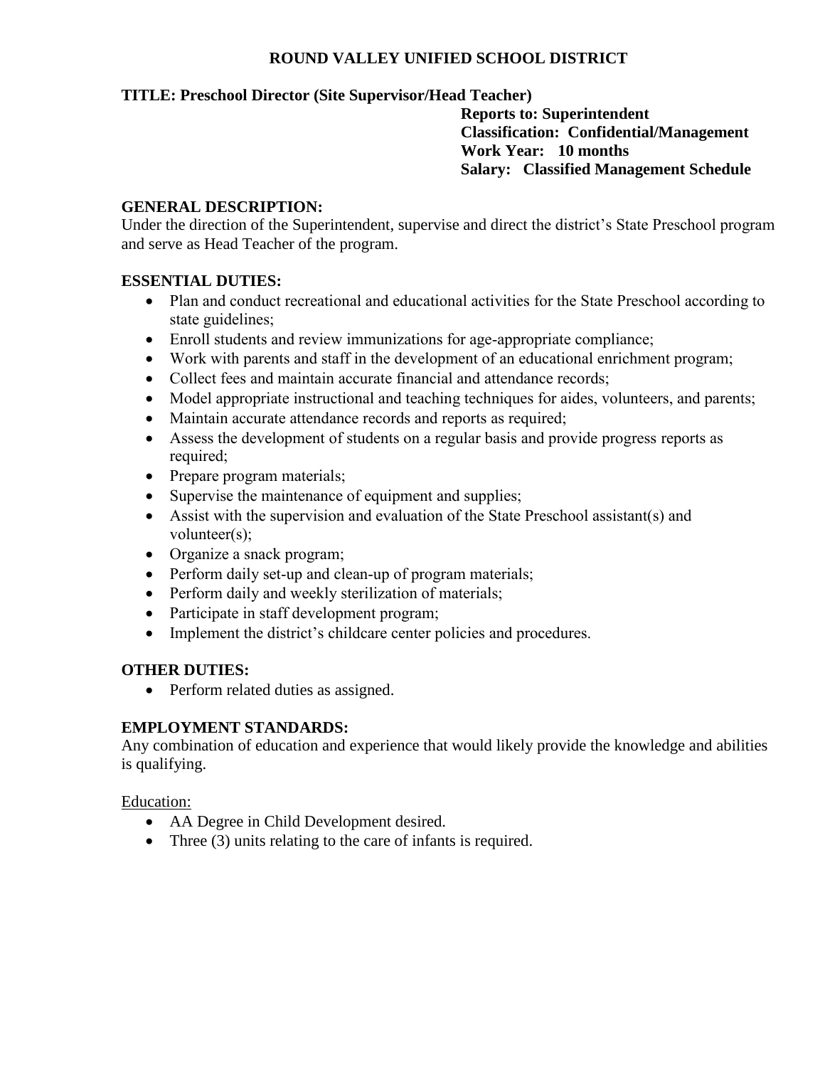# ROUND VALLEY UNIFIED SCHOOL DISTRICT

**TITLE: Preschool Director (Site Supervisor/Head Teacher)**

**Reports to: Superintendent**
**Classification: Confidential/Management**
**Work Year: 10 months**
**Salary: Classified Management Schedule**

## GENERAL DESCRIPTION:

Under the direction of the Superintendent, supervise and direct the district's State Preschool program and serve as Head Teacher of the program.

## ESSENTIAL DUTIES:

- Plan and conduct recreational and educational activities for the State Preschool according to state guidelines;
- Enroll students and review immunizations for age-appropriate compliance;
- Work with parents and staff in the development of an educational enrichment program;
- Collect fees and maintain accurate financial and attendance records;
- Model appropriate instructional and teaching techniques for aides, volunteers, and parents;
- Maintain accurate attendance records and reports as required;
- Assess the development of students on a regular basis and provide progress reports as required;
- Prepare program materials;
- Supervise the maintenance of equipment and supplies;
- Assist with the supervision and evaluation of the State Preschool assistant(s) and volunteer(s);
- Organize a snack program;
- Perform daily set-up and clean-up of program materials;
- Perform daily and weekly sterilization of materials;
- Participate in staff development program;
- Implement the district's childcare center policies and procedures.

## OTHER DUTIES:

- Perform related duties as assigned.

## EMPLOYMENT STANDARDS:

Any combination of education and experience that would likely provide the knowledge and abilities is qualifying.

Education:

- AA Degree in Child Development desired.
- Three (3) units relating to the care of infants is required.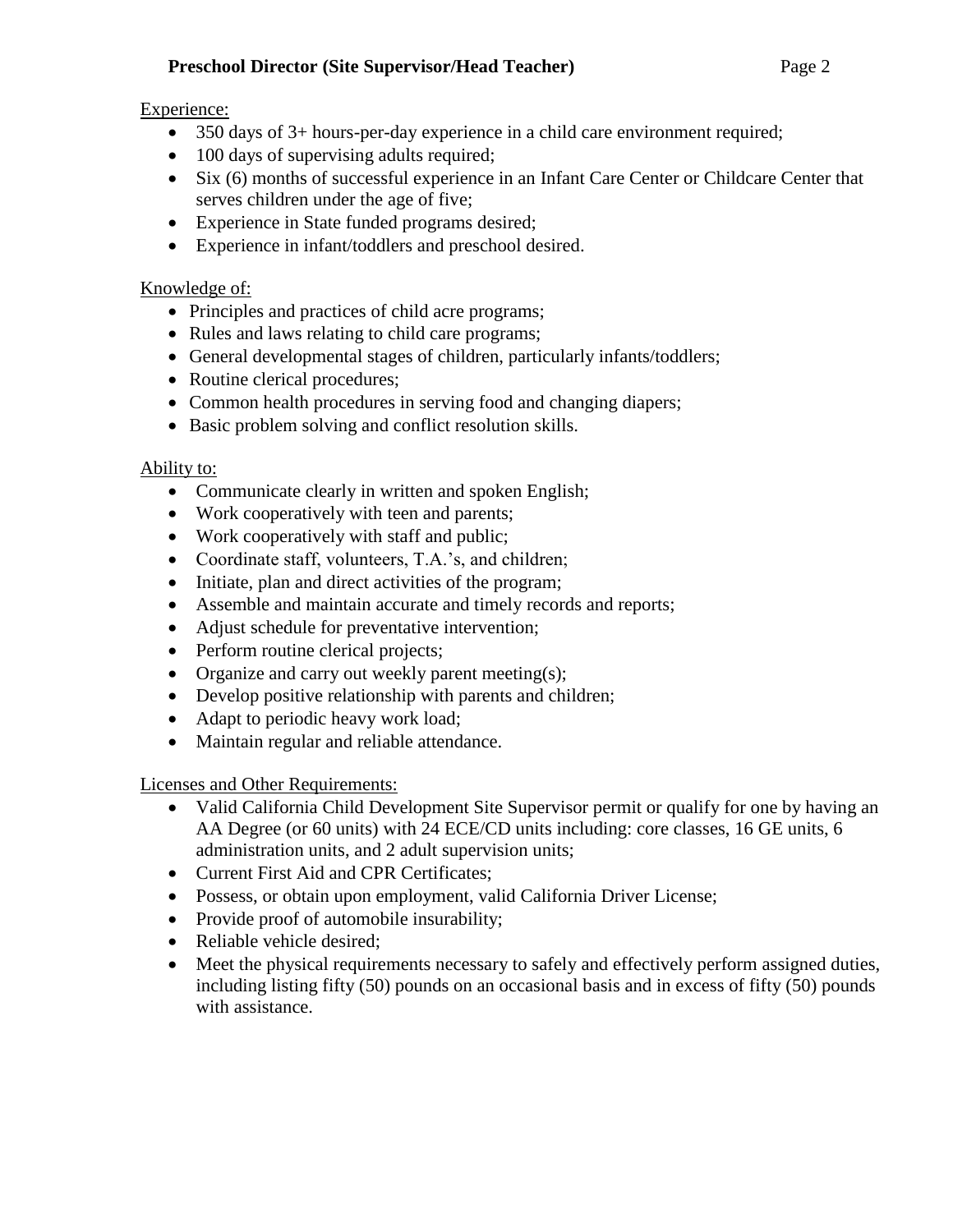Experience:

- 350 days of 3+ hours-per-day experience in a child care environment required;
- 100 days of supervising adults required;
- Six (6) months of successful experience in an Infant Care Center or Childcare Center that serves children under the age of five;
- Experience in State funded programs desired;
- Experience in infant/toddlers and preschool desired.

Knowledge of:

- Principles and practices of child acre programs;
- Rules and laws relating to child care programs;
- General developmental stages of children, particularly infants/toddlers;
- Routine clerical procedures;
- Common health procedures in serving food and changing diapers;
- Basic problem solving and conflict resolution skills.

Ability to:

- Communicate clearly in written and spoken English;
- Work cooperatively with teen and parents;
- Work cooperatively with staff and public;
- Coordinate staff, volunteers, T.A.'s, and children;
- Initiate, plan and direct activities of the program;
- Assemble and maintain accurate and timely records and reports;
- Adjust schedule for preventative intervention;
- Perform routine clerical projects;
- Organize and carry out weekly parent meeting(s);
- Develop positive relationship with parents and children;
- Adapt to periodic heavy work load;
- Maintain regular and reliable attendance.

Licenses and Other Requirements:

- Valid California Child Development Site Supervisor permit or qualify for one by having an AA Degree (or 60 units) with 24 ECE/CD units including: core classes, 16 GE units, 6 administration units, and 2 adult supervision units;
- Current First Aid and CPR Certificates;
- Possess, or obtain upon employment, valid California Driver License;
- Provide proof of automobile insurability;
- Reliable vehicle desired;
- Meet the physical requirements necessary to safely and effectively perform assigned duties, including listing fifty (50) pounds on an occasional basis and in excess of fifty (50) pounds with assistance.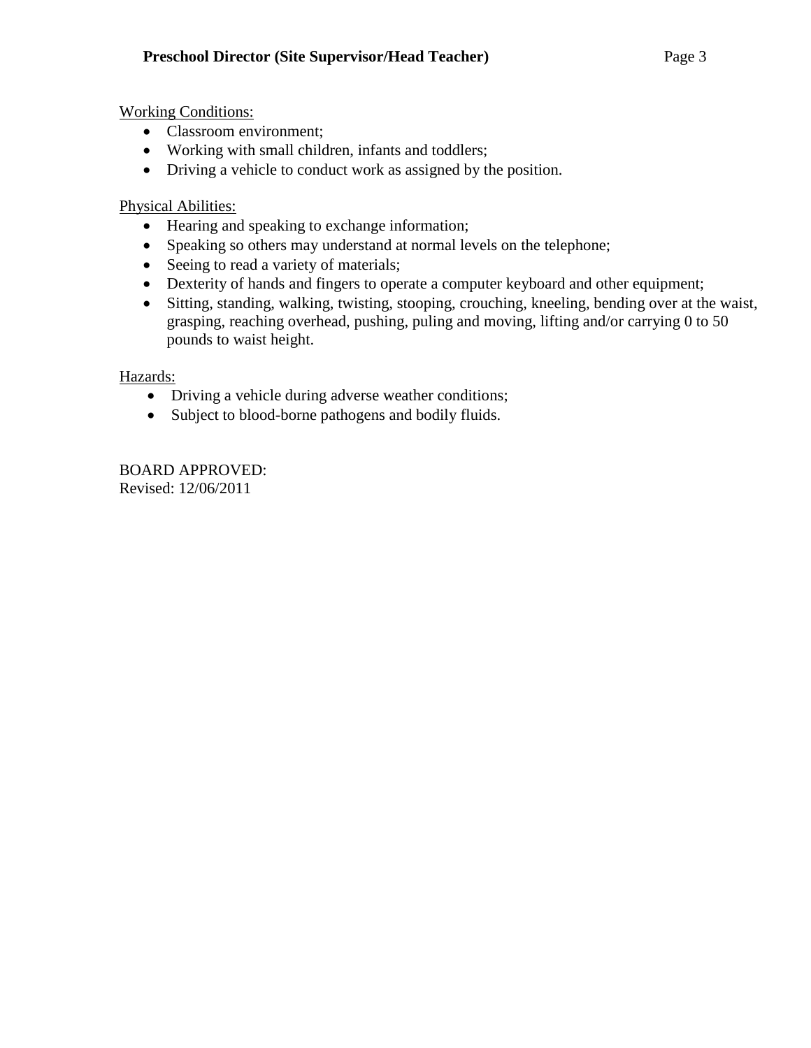Working Conditions:

- Classroom environment;
- Working with small children, infants and toddlers;
- Driving a vehicle to conduct work as assigned by the position.

Physical Abilities:

- Hearing and speaking to exchange information;
- Speaking so others may understand at normal levels on the telephone;
- Seeing to read a variety of materials;
- Dexterity of hands and fingers to operate a computer keyboard and other equipment;
- Sitting, standing, walking, twisting, stooping, crouching, kneeling, bending over at the waist, grasping, reaching overhead, pushing, puling and moving, lifting and/or carrying 0 to 50 pounds to waist height.

Hazards:

- Driving a vehicle during adverse weather conditions;
- Subject to blood-borne pathogens and bodily fluids.

BOARD APPROVED:
Revised: 12/06/2011